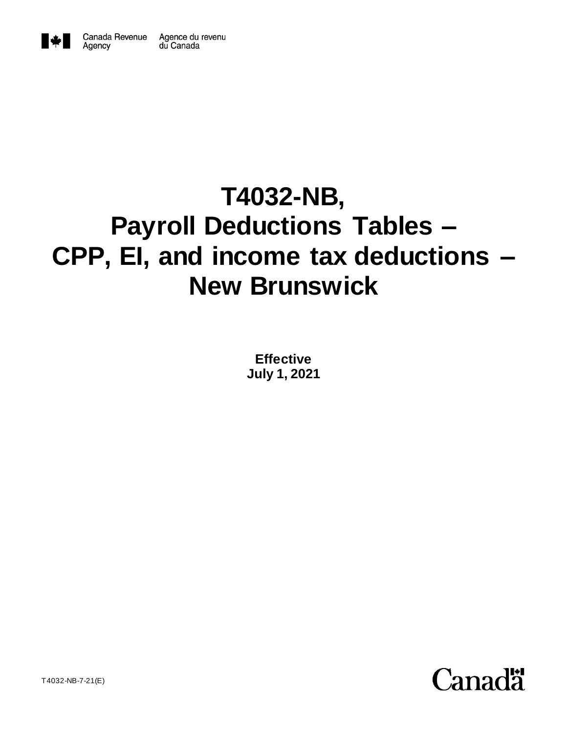Canada Revenue Agency    Agence du revenu du Canada

# T4032-NB, Payroll Deductions Tables – CPP, EI, and income tax deductions – New Brunswick

**Effective**
**July 1, 2021**

T4032-NB-7-21(E)

Canada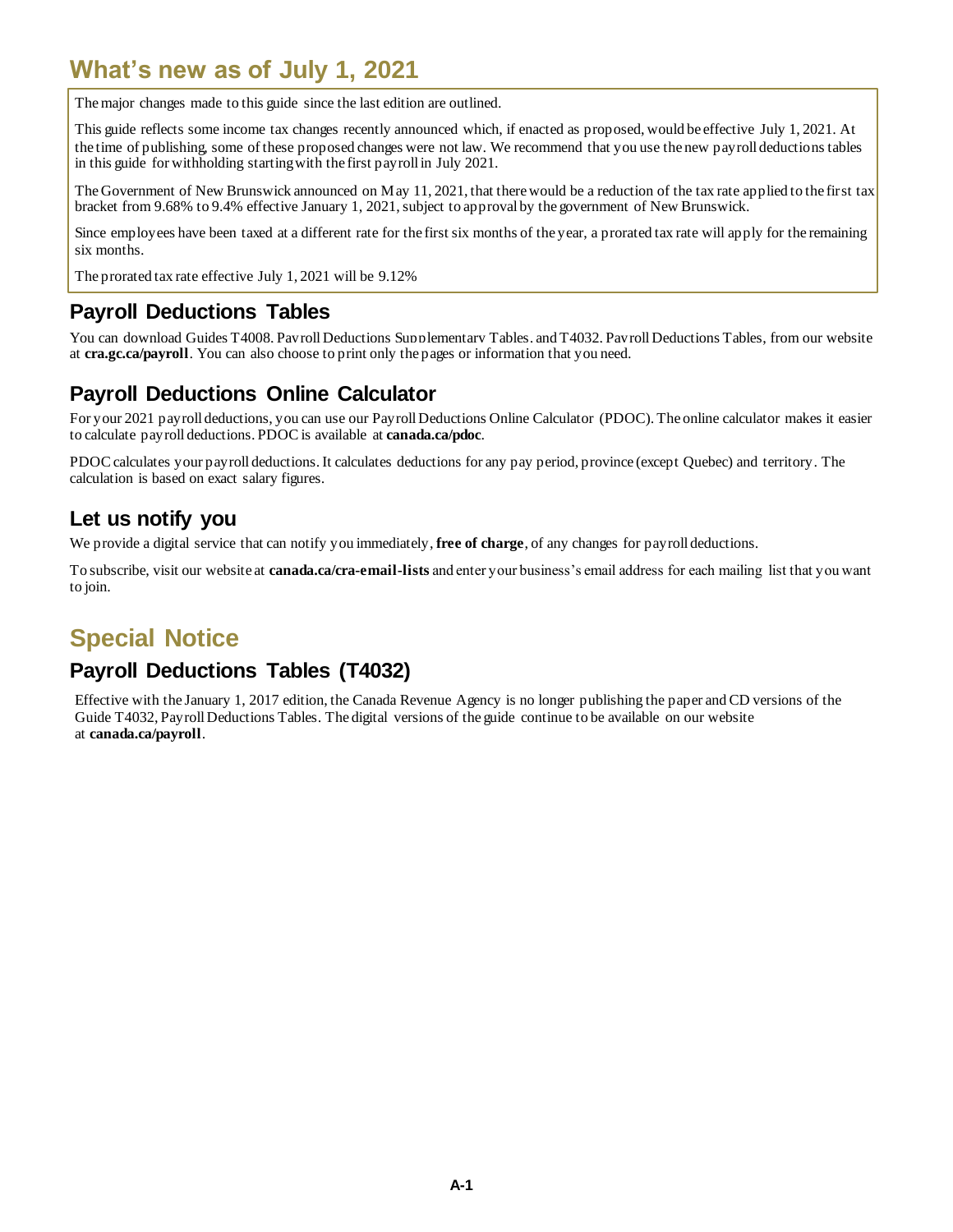# What's new as of July 1, 2021

The major changes made to this guide since the last edition are outlined.

This guide reflects some income tax changes recently announced which, if enacted as proposed, would be effective July 1, 2021. At the time of publishing, some of these proposed changes were not law. We recommend that you use the new payroll deductions tables in this guide for withholding starting with the first payroll in July 2021.

The Government of New Brunswick announced on May 11, 2021, that there would be a reduction of the tax rate applied to the first tax bracket from 9.68% to 9.4% effective January 1, 2021, subject to approval by the government of New Brunswick.

Since employees have been taxed at a different rate for the first six months of the year, a prorated tax rate will apply for the remaining six months.

The prorated tax rate effective July 1, 2021 will be 9.12%

## Payroll Deductions Tables

You can download Guides T4008, Payroll Deductions Supplementary Tables, and T4032, Payroll Deductions Tables, from our website at **cra.gc.ca/payroll**. You can also choose to print only the pages or information that you need.

## Payroll Deductions Online Calculator

For your 2021 payroll deductions, you can use our Payroll Deductions Online Calculator (PDOC). The online calculator makes it easier to calculate payroll deductions. PDOC is available at **canada.ca/pdoc**.

PDOC calculates your payroll deductions. It calculates deductions for any pay period, province (except Quebec) and territory. The calculation is based on exact salary figures.

## Let us notify you

We provide a digital service that can notify you immediately, **free of charge**, of any changes for payroll deductions.

To subscribe, visit our website at **canada.ca/cra-email-lists** and enter your business's email address for each mailing list that you want to join.

# Special Notice

## Payroll Deductions Tables (T4032)

Effective with the January 1, 2017 edition, the Canada Revenue Agency is no longer publishing the paper and CD versions of the Guide T4032, Payroll Deductions Tables. The digital versions of the guide continue to be available on our website at **canada.ca/payroll**.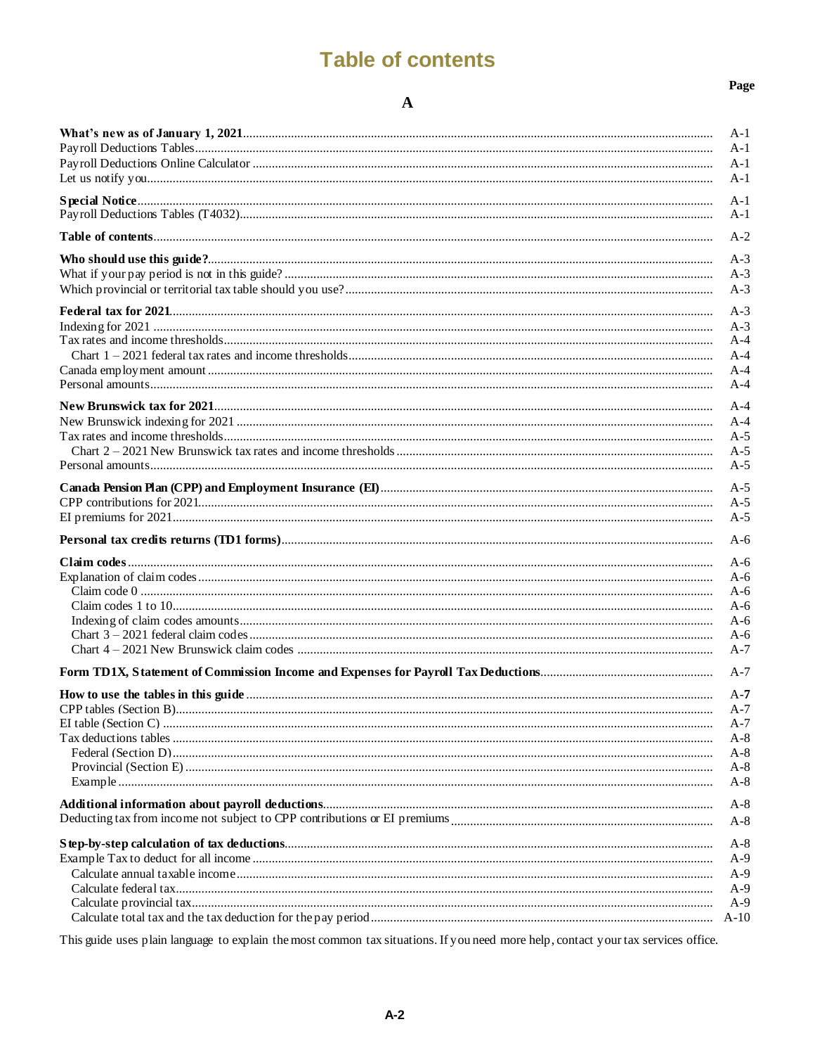# Table of contents

## A

| | Page |
|---|---|
| **What's new as of January 1, 2021** | A-1 |
| Payroll Deductions Tables | A-1 |
| Payroll Deductions Online Calculator | A-1 |
| Let us notify you | A-1 |
| **Special Notice** | A-1 |
| Payroll Deductions Tables (T4032) | A-1 |
| **Table of contents** | A-2 |
| **Who should use this guide?** | A-3 |
| What if your pay period is not in this guide? | A-3 |
| Which provincial or territorial tax table should you use? | A-3 |
| **Federal tax for 2021** | A-3 |
| Indexing for 2021 | A-3 |
| Tax rates and income thresholds | A-4 |
| Chart 1 – 2021 federal tax rates and income thresholds | A-4 |
| Canada employment amount | A-4 |
| Personal amounts | A-4 |
| **New Brunswick tax for 2021** | A-4 |
| New Brunswick indexing for 2021 | A-4 |
| Tax rates and income thresholds | A-5 |
| Chart 2 – 2021 New Brunswick tax rates and income thresholds | A-5 |
| Personal amounts | A-5 |
| **Canada Pension Plan (CPP) and Employment Insurance (EI)** | A-5 |
| CPP contributions for 2021 | A-5 |
| EI premiums for 2021 | A-5 |
| **Personal tax credits returns (TD1 forms)** | A-6 |
| **Claim codes** | A-6 |
| Explanation of claim codes | A-6 |
| Claim code 0 | A-6 |
| Claim codes 1 to 10 | A-6 |
| Indexing of claim codes amounts | A-6 |
| Chart 3 – 2021 federal claim codes | A-6 |
| Chart 4 – 2021 New Brunswick claim codes | A-7 |
| **Form TD1X, Statement of Commission Income and Expenses for Payroll Tax Deductions** | A-7 |
| **How to use the tables in this guide** | A-7 |
| CPP tables (Section B) | A-7 |
| EI table (Section C) | A-7 |
| Tax deductions tables | A-8 |
| Federal (Section D) | A-8 |
| Provincial (Section E) | A-8 |
| Example | A-8 |
| **Additional information about payroll deductions** | A-8 |
| Deducting tax from income not subject to CPP contributions or EI premiums | A-8 |
| **Step-by-step calculation of tax deductions** | A-8 |
| Example Tax to deduct for all income | A-9 |
| Calculate annual taxable income | A-9 |
| Calculate federal tax | A-9 |
| Calculate provincial tax | A-9 |
| Calculate total tax and the tax deduction for the pay period | A-10 |

This guide uses plain language to explain the most common tax situations. If you need more help, contact your tax services office.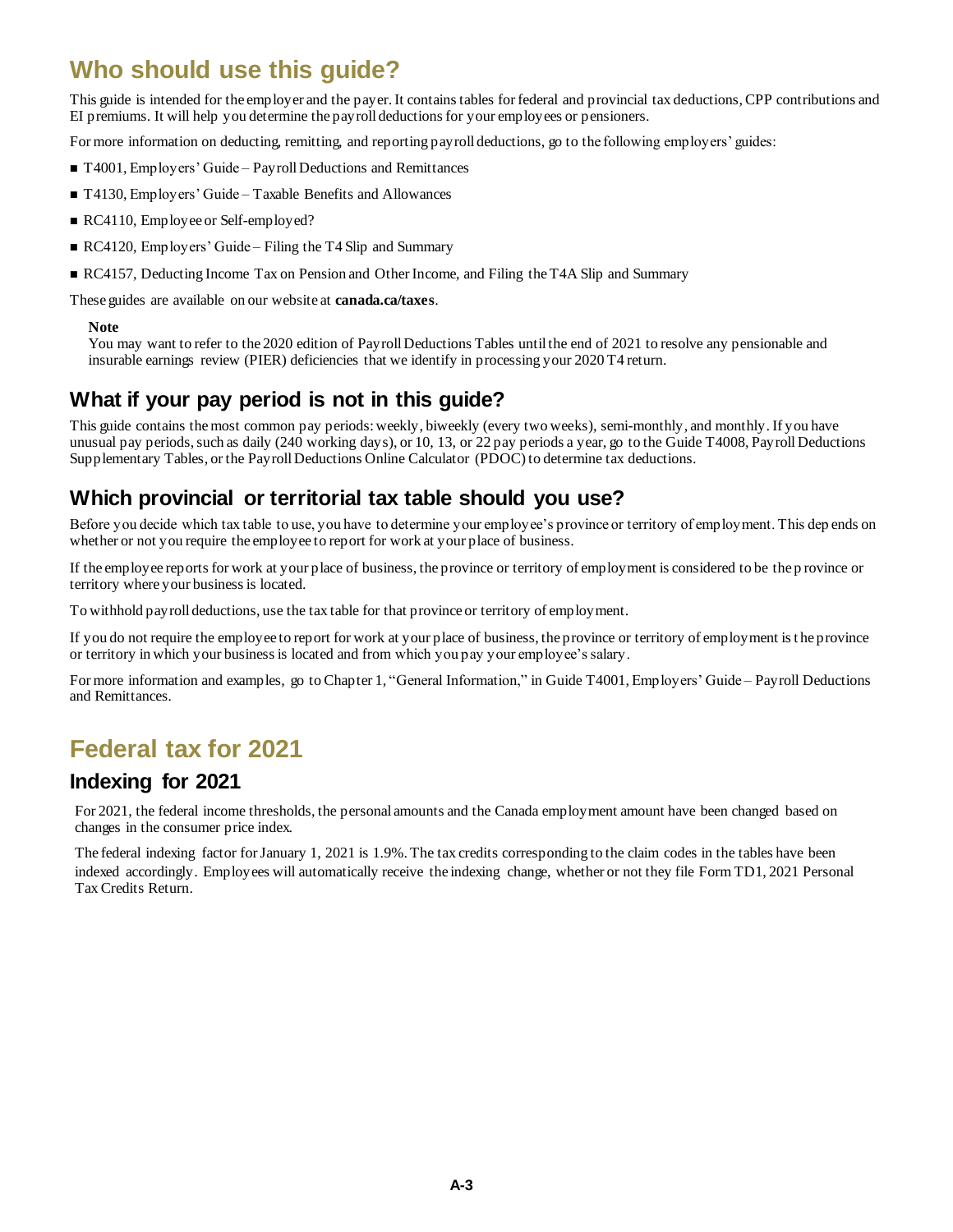# Who should use this guide?

This guide is intended for the employer and the payer. It contains tables for federal and provincial tax deductions, CPP contributions and EI premiums. It will help you determine the payroll deductions for your employees or pensioners.

For more information on deducting, remitting, and reporting payroll deductions, go to the following employers' guides:

- T4001, Employers' Guide – Payroll Deductions and Remittances
- T4130, Employers' Guide – Taxable Benefits and Allowances
- RC4110, Employee or Self-employed?
- RC4120, Employers' Guide – Filing the T4 Slip and Summary
- RC4157, Deducting Income Tax on Pension and Other Income, and Filing the T4A Slip and Summary

These guides are available on our website at **canada.ca/taxes**.

**Note**
You may want to refer to the 2020 edition of Payroll Deductions Tables until the end of 2021 to resolve any pensionable and insurable earnings review (PIER) deficiencies that we identify in processing your 2020 T4 return.

## What if your pay period is not in this guide?

This guide contains the most common pay periods: weekly, biweekly (every two weeks), semi-monthly, and monthly. If you have unusual pay periods, such as daily (240 working days), or 10, 13, or 22 pay periods a year, go to the Guide T4008, Payroll Deductions Supplementary Tables, or the Payroll Deductions Online Calculator (PDOC) to determine tax deductions.

## Which provincial or territorial tax table should you use?

Before you decide which tax table to use, you have to determine your employee's province or territory of employment. This depends on whether or not you require the employee to report for work at your place of business.

If the employee reports for work at your place of business, the province or territory of employment is considered to be the province or territory where your business is located.

To withhold payroll deductions, use the tax table for that province or territory of employment.

If you do not require the employee to report for work at your place of business, the province or territory of employment is the province or territory in which your business is located and from which you pay your employee's salary.

For more information and examples, go to Chapter 1, "General Information," in Guide T4001, Employers' Guide – Payroll Deductions and Remittances.

# Federal tax for 2021

## Indexing for 2021

For 2021, the federal income thresholds, the personal amounts and the Canada employment amount have been changed based on changes in the consumer price index.

The federal indexing factor for January 1, 2021 is 1.9%. The tax credits corresponding to the claim codes in the tables have been indexed accordingly. Employees will automatically receive the indexing change, whether or not they file Form TD1, 2021 Personal Tax Credits Return.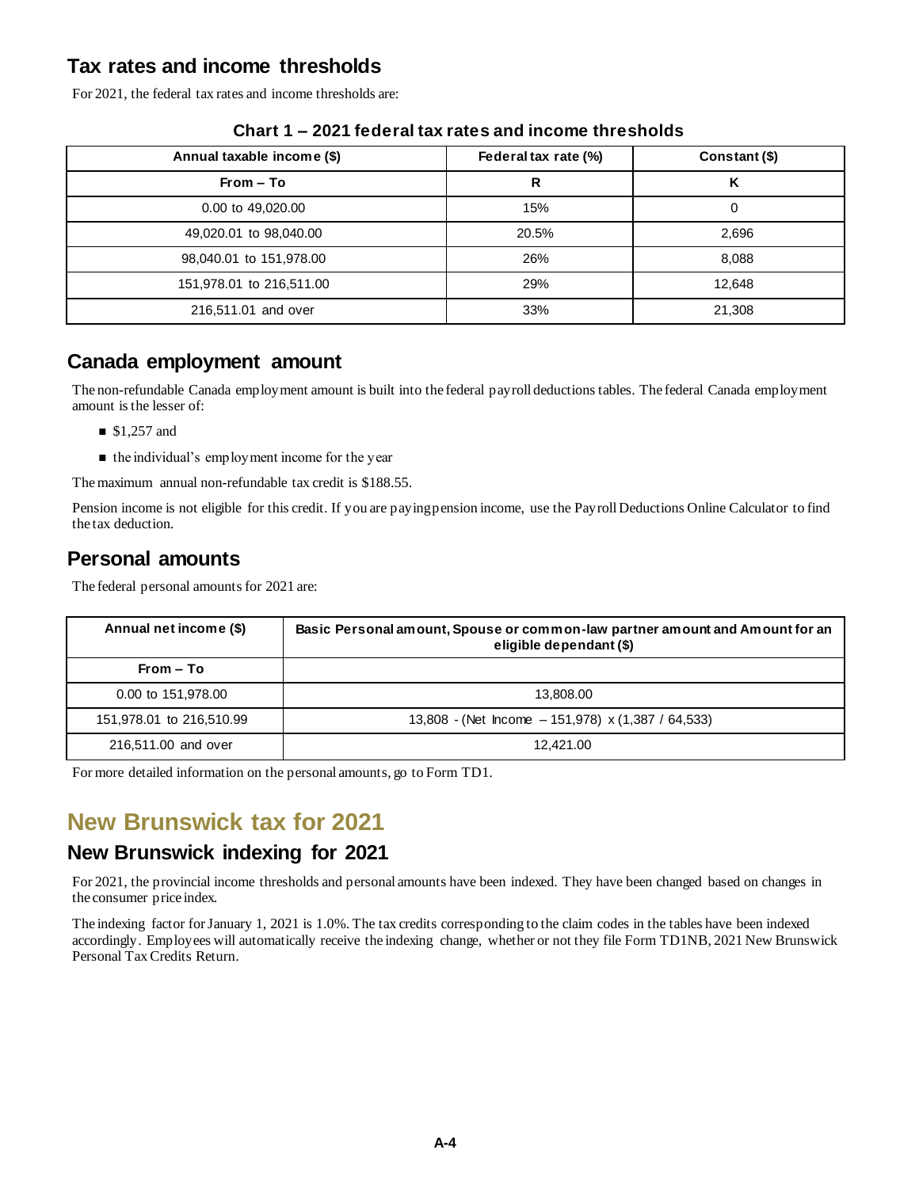## Tax rates and income thresholds

For 2021, the federal tax rates and income thresholds are:

**Chart 1 – 2021 federal tax rates and income thresholds**

| Annual taxable income ($) | Federal tax rate (%) | Constant ($) |
|---|---|---|
| From – To | R | K |
| 0.00 to 49,020.00 | 15% | 0 |
| 49,020.01 to 98,040.00 | 20.5% | 2,696 |
| 98,040.01 to 151,978.00 | 26% | 8,088 |
| 151,978.01 to 216,511.00 | 29% | 12,648 |
| 216,511.01 and over | 33% | 21,308 |

## Canada employment amount

The non-refundable Canada employment amount is built into the federal payroll deductions tables. The federal Canada employment amount is the lesser of:

- $1,257 and
- the individual's employment income for the year

The maximum annual non-refundable tax credit is $188.55.

Pension income is not eligible for this credit. If you are paying pension income, use the Payroll Deductions Online Calculator to find the tax deduction.

## Personal amounts

The federal personal amounts for 2021 are:

| Annual net income ($) | Basic Personal amount, Spouse or common-law partner amount and Amount for an eligible dependant ($) |
|---|---|
| From – To | |
| 0.00 to 151,978.00 | 13,808.00 |
| 151,978.01 to 216,510.99 | 13,808 - (Net Income – 151,978) x (1,387 / 64,533) |
| 216,511.00 and over | 12,421.00 |

For more detailed information on the personal amounts, go to Form TD1.

# New Brunswick tax for 2021

## New Brunswick indexing for 2021

For 2021, the provincial income thresholds and personal amounts have been indexed. They have been changed based on changes in the consumer price index.

The indexing factor for January 1, 2021 is 1.0%. The tax credits corresponding to the claim codes in the tables have been indexed accordingly. Employees will automatically receive the indexing change, whether or not they file Form TD1NB, 2021 New Brunswick Personal Tax Credits Return.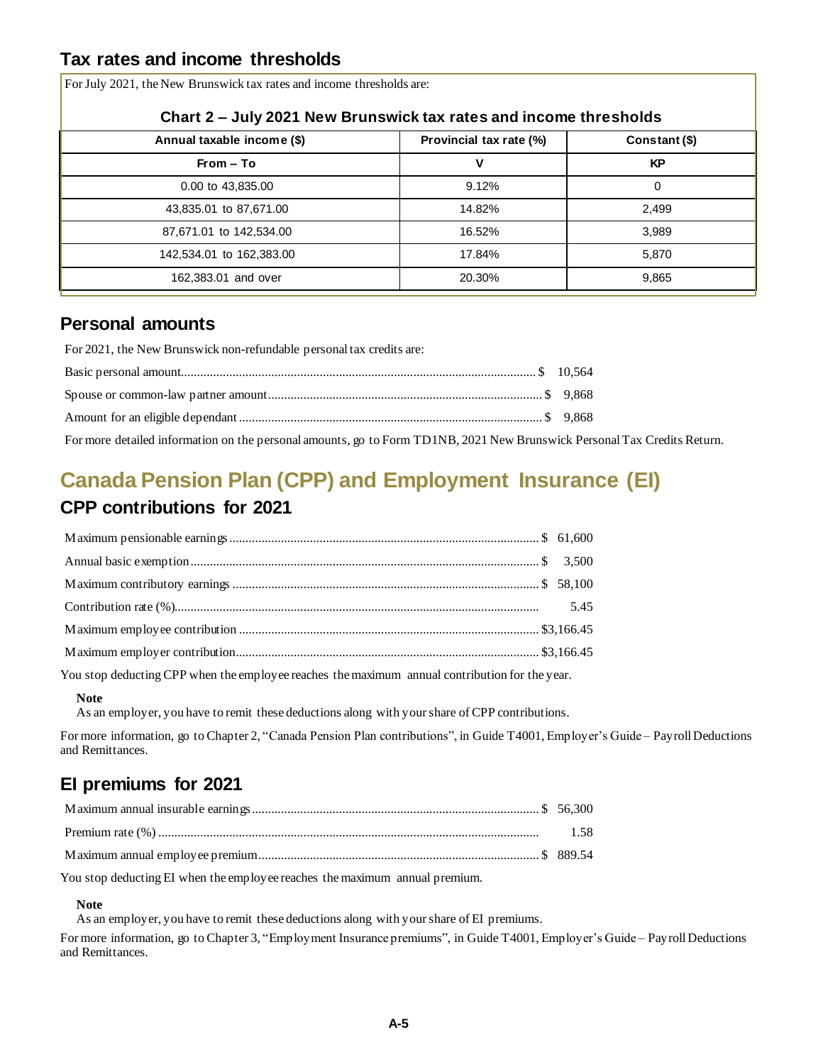## Tax rates and income thresholds

For July 2021, the New Brunswick tax rates and income thresholds are:

**Chart 2 – July 2021 New Brunswick tax rates and income thresholds**

| Annual taxable income ($) | Provincial tax rate (%) | Constant ($) |
|---|---|---|
| **From – To** | **V** | **KP** |
| 0.00 to 43,835.00 | 9.12% | 0 |
| 43,835.01 to 87,671.00 | 14.82% | 2,499 |
| 87,671.01 to 142,534.00 | 16.52% | 3,989 |
| 142,534.01 to 162,383.00 | 17.84% | 5,870 |
| 162,383.01 and over | 20.30% | 9,865 |

## Personal amounts

For 2021, the New Brunswick non-refundable personal tax credits are:

Basic personal amount............................................................................................................ $ 10,564

Spouse or common-law partner amount.................................................................................... $ 9,868

Amount for an eligible dependant............................................................................................ $ 9,868

For more detailed information on the personal amounts, go to Form TD1NB, 2021 New Brunswick Personal Tax Credits Return.

# Canada Pension Plan (CPP) and Employment Insurance (EI)

## CPP contributions for 2021

Maximum pensionable earnings............................................................................................... $ 61,600

Annual basic exemption.......................................................................................................... $ 3,500

Maximum contributory earnings ............................................................................................. $ 58,100

Contribution rate (%)............................................................................................................... 5.45

Maximum employee contribution ............................................................................................ $3,166.45

Maximum employer contribution.............................................................................................. $3,166.45

You stop deducting CPP when the employee reaches the maximum annual contribution for the year.

**Note**
As an employer, you have to remit these deductions along with your share of CPP contributions.

For more information, go to Chapter 2, "Canada Pension Plan contributions", in Guide T4001, Employer's Guide – Payroll Deductions and Remittances.

## EI premiums for 2021

Maximum annual insurable earnings........................................................................................ $ 56,300

Premium rate (%) ..................................................................................................................... 1.58

Maximum annual employee premium...................................................................................... $ 889.54

You stop deducting EI when the employee reaches the maximum annual premium.

**Note**
As an employer, you have to remit these deductions along with your share of EI premiums.

For more information, go to Chapter 3, "Employment Insurance premiums", in Guide T4001, Employer's Guide – Payroll Deductions and Remittances.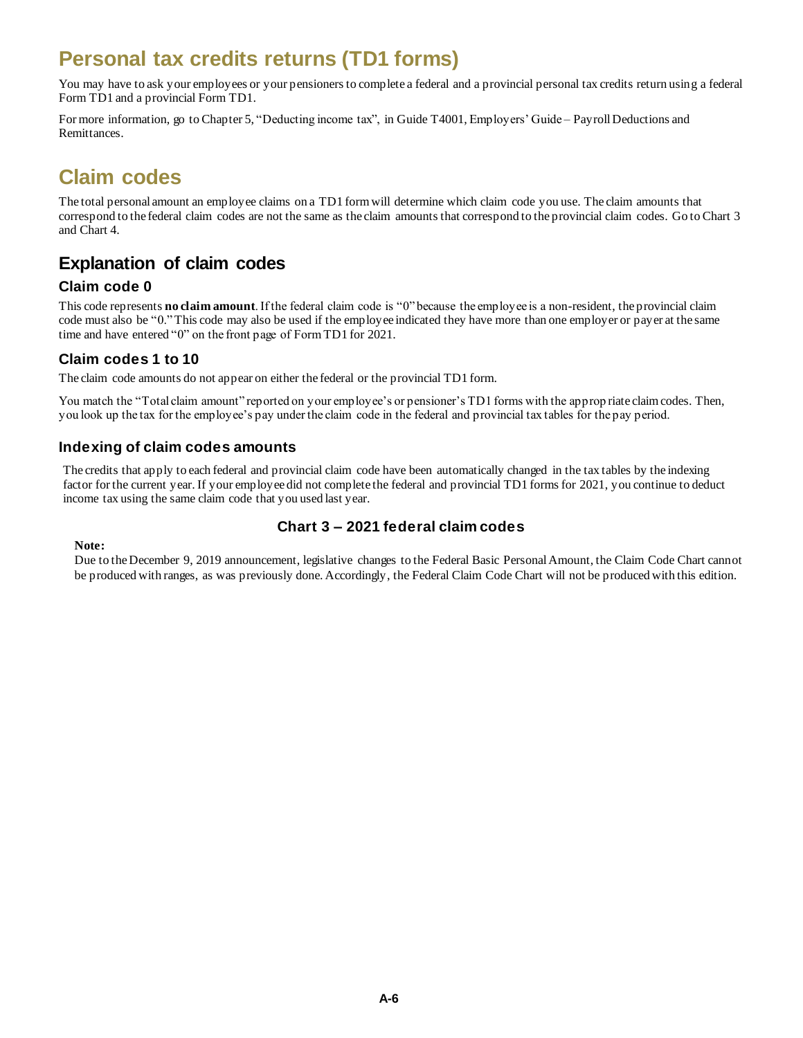# Personal tax credits returns (TD1 forms)

You may have to ask your employees or your pensioners to complete a federal and a provincial personal tax credits return using a federal Form TD1 and a provincial Form TD1.

For more information, go to Chapter 5, "Deducting income tax", in Guide T4001, Employers' Guide – Payroll Deductions and Remittances.

# Claim codes

The total personal amount an employee claims on a TD1 form will determine which claim code you use. The claim amounts that correspond to the federal claim codes are not the same as the claim amounts that correspond to the provincial claim codes. Go to Chart 3 and Chart 4.

## Explanation of claim codes

### Claim code 0

This code represents **no claim amount**. If the federal claim code is "0" because the employee is a non-resident, the provincial claim code must also be "0." This code may also be used if the employee indicated they have more than one employer or payer at the same time and have entered "0" on the front page of Form TD1 for 2021.

### Claim codes 1 to 10

The claim code amounts do not appear on either the federal or the provincial TD1 form.

You match the "Total claim amount" reported on your employee's or pensioner's TD1 forms with the appropriate claim codes. Then, you look up the tax for the employee's pay under the claim code in the federal and provincial tax tables for the pay period.

### Indexing of claim codes amounts

The credits that apply to each federal and provincial claim code have been automatically changed in the tax tables by the indexing factor for the current year. If your employee did not complete the federal and provincial TD1 forms for 2021, you continue to deduct income tax using the same claim code that you used last year.

### Chart 3 – 2021 federal claim codes

**Note:**

Due to the December 9, 2019 announcement, legislative changes to the Federal Basic Personal Amount, the Claim Code Chart cannot be produced with ranges, as was previously done. Accordingly, the Federal Claim Code Chart will not be produced with this edition.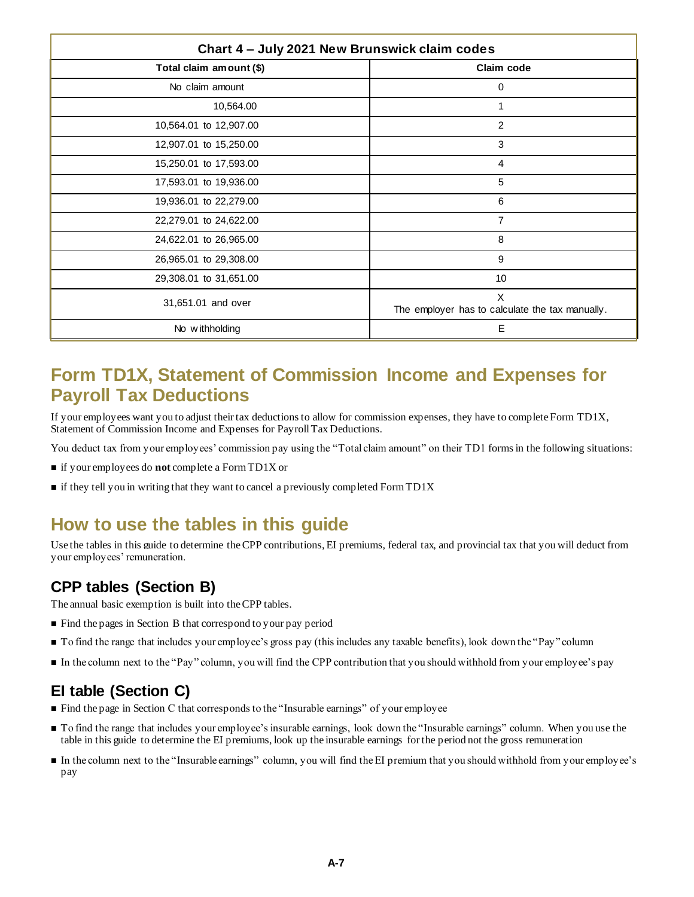| Chart 4 – July 2021 New Brunswick claim codes | |
| --- | --- |
| **Total claim amount ($)** | **Claim code** |
| No claim amount | 0 |
| 10,564.00 | 1 |
| 10,564.01 to 12,907.00 | 2 |
| 12,907.01 to 15,250.00 | 3 |
| 15,250.01 to 17,593.00 | 4 |
| 17,593.01 to 19,936.00 | 5 |
| 19,936.01 to 22,279.00 | 6 |
| 22,279.01 to 24,622.00 | 7 |
| 24,622.01 to 26,965.00 | 8 |
| 26,965.01 to 29,308.00 | 9 |
| 29,308.01 to 31,651.00 | 10 |
| 31,651.01 and over | X The employer has to calculate the tax manually. |
| No withholding | E |

## Form TD1X, Statement of Commission Income and Expenses for Payroll Tax Deductions

If your employees want you to adjust their tax deductions to allow for commission expenses, they have to complete Form TD1X, Statement of Commission Income and Expenses for Payroll Tax Deductions.

You deduct tax from your employees' commission pay using the "Total claim amount" on their TD1 forms in the following situations:

- if your employees do **not** complete a Form TD1X or
- if they tell you in writing that they want to cancel a previously completed Form TD1X

## How to use the tables in this guide

Use the tables in this guide to determine the CPP contributions, EI premiums, federal tax, and provincial tax that you will deduct from your employees' remuneration.

### CPP tables (Section B)

The annual basic exemption is built into the CPP tables.

- Find the pages in Section B that correspond to your pay period
- To find the range that includes your employee's gross pay (this includes any taxable benefits), look down the "Pay" column
- In the column next to the "Pay" column, you will find the CPP contribution that you should withhold from your employee's pay

### EI table (Section C)

- Find the page in Section C that corresponds to the "Insurable earnings" of your employee
- To find the range that includes your employee's insurable earnings, look down the "Insurable earnings" column. When you use the table in this guide to determine the EI premiums, look up the insurable earnings for the period not the gross remuneration
- In the column next to the "Insurable earnings" column, you will find the EI premium that you should withhold from your employee's pay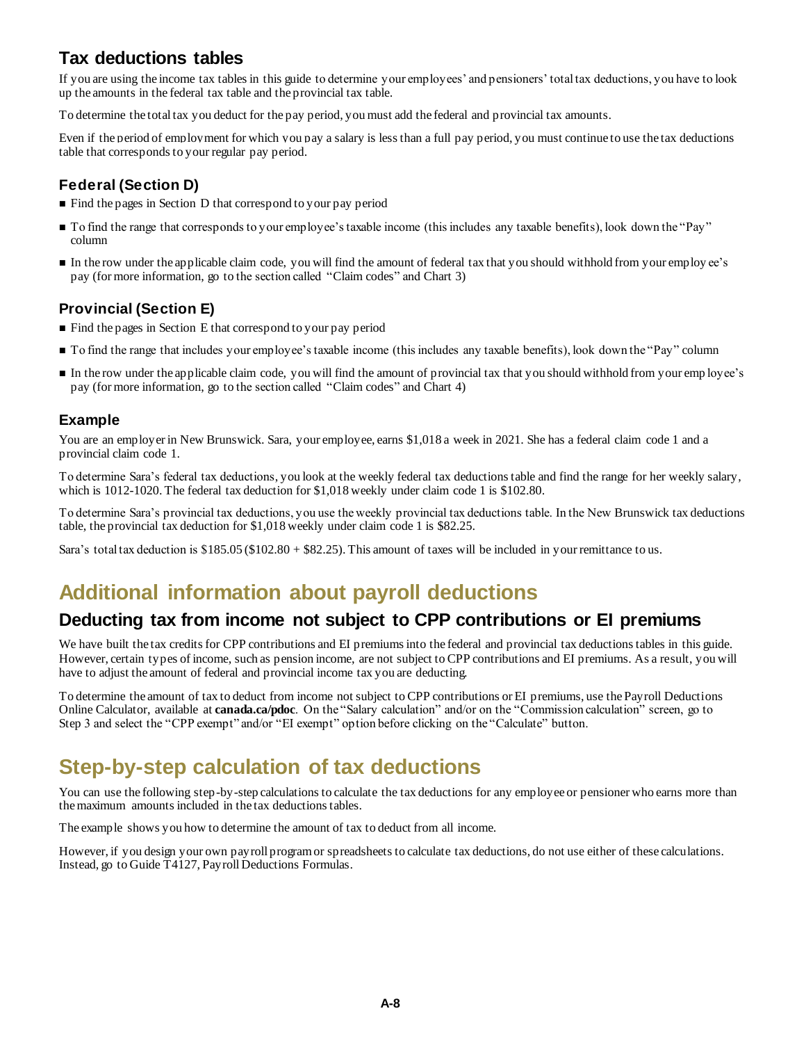## Tax deductions tables

If you are using the income tax tables in this guide to determine your employees' and pensioners' total tax deductions, you have to look up the amounts in the federal tax table and the provincial tax table.

To determine the total tax you deduct for the pay period, you must add the federal and provincial tax amounts.

Even if the period of employment for which you pay a salary is less than a full pay period, you must continue to use the tax deductions table that corresponds to your regular pay period.

### Federal (Section D)

- Find the pages in Section D that correspond to your pay period
- To find the range that corresponds to your employee's taxable income (this includes any taxable benefits), look down the "Pay" column
- In the row under the applicable claim code, you will find the amount of federal tax that you should withhold from your employee's pay (for more information, go to the section called "Claim codes" and Chart 3)

### Provincial (Section E)

- Find the pages in Section E that correspond to your pay period
- To find the range that includes your employee's taxable income (this includes any taxable benefits), look down the "Pay" column
- In the row under the applicable claim code, you will find the amount of provincial tax that you should withhold from your employee's pay (for more information, go to the section called "Claim codes" and Chart 4)

### Example

You are an employer in New Brunswick. Sara, your employee, earns $1,018 a week in 2021. She has a federal claim code 1 and a provincial claim code 1.

To determine Sara's federal tax deductions, you look at the weekly federal tax deductions table and find the range for her weekly salary, which is 1012-1020. The federal tax deduction for $1,018 weekly under claim code 1 is $102.80.

To determine Sara's provincial tax deductions, you use the weekly provincial tax deductions table. In the New Brunswick tax deductions table, the provincial tax deduction for $1,018 weekly under claim code 1 is $82.25.

Sara's total tax deduction is $185.05 ($102.80 + $82.25). This amount of taxes will be included in your remittance to us.

# Additional information about payroll deductions

## Deducting tax from income not subject to CPP contributions or EI premiums

We have built the tax credits for CPP contributions and EI premiums into the federal and provincial tax deductions tables in this guide. However, certain types of income, such as pension income, are not subject to CPP contributions and EI premiums. As a result, you will have to adjust the amount of federal and provincial income tax you are deducting.

To determine the amount of tax to deduct from income not subject to CPP contributions or EI premiums, use the Payroll Deductions Online Calculator, available at **canada.ca/pdoc**. On the "Salary calculation" and/or on the "Commission calculation" screen, go to Step 3 and select the "CPP exempt" and/or "EI exempt" option before clicking on the "Calculate" button.

# Step-by-step calculation of tax deductions

You can use the following step-by-step calculations to calculate the tax deductions for any employee or pensioner who earns more than the maximum amounts included in the tax deductions tables.

The example shows you how to determine the amount of tax to deduct from all income.

However, if you design your own payroll program or spreadsheets to calculate tax deductions, do not use either of these calculations. Instead, go to Guide T4127, Payroll Deductions Formulas.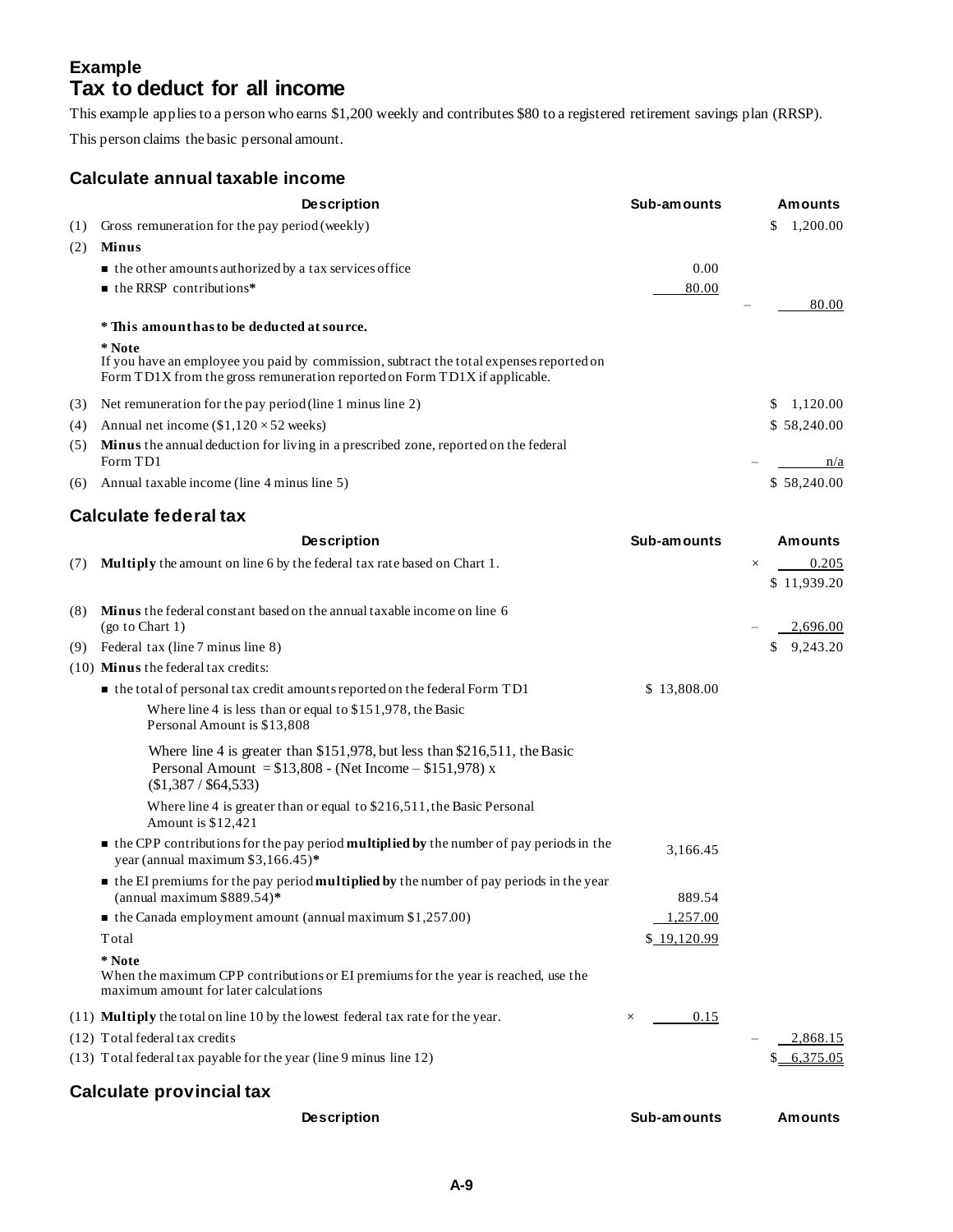## Example

# Tax to deduct for all income

This example applies to a person who earns $1,200 weekly and contributes $80 to a registered retirement savings plan (RRSP).

This person claims the basic personal amount.

### Calculate annual taxable income

| | Description | Sub-amounts | Amounts |
|---|---|---|---|
| (1) | Gross remuneration for the pay period (weekly) | | $ 1,200.00 |
| (2) | **Minus** | | |
| | ■ the other amounts authorized by a tax services office | 0.00 | |
| | ■ the RRSP contributions* | 80.00 | – 80.00 |
| | **\* This amount has to be deducted at source.** | | |
| | **\* Note**<br>If you have an employee you paid by commission, subtract the total expenses reported on Form TD1X from the gross remuneration reported on Form TD1X if applicable. | | |
| (3) | Net remuneration for the pay period (line 1 minus line 2) | | $ 1,120.00 |
| (4) | Annual net income ($1,120 × 52 weeks) | | $ 58,240.00 |
| (5) | **Minus** the annual deduction for living in a prescribed zone, reported on the federal Form TD1 | | – n/a |
| (6) | Annual taxable income (line 4 minus line 5) | | $ 58,240.00 |

### Calculate federal tax

| | Description | Sub-amounts | Amounts |
|---|---|---|---|
| (7) | **Multiply** the amount on line 6 by the federal tax rate based on Chart 1. | | × 0.205 |
| | | | $ 11,939.20 |
| (8) | **Minus** the federal constant based on the annual taxable income on line 6 (go to Chart 1) | | – 2,696.00 |
| (9) | Federal tax (line 7 minus line 8) | | $ 9,243.20 |
| (10) | **Minus** the federal tax credits: | | |
| | ■ the total of personal tax credit amounts reported on the federal Form TD1 | $ 13,808.00 | |
| | Where line 4 is less than or equal to $151,978, the Basic Personal Amount is $13,808 | | |
| | Where line 4 is greater than $151,978, but less than $216,511, the Basic Personal Amount = $13,808 - (Net Income – $151,978) x ($1,387 / $64,533) | | |
| | Where line 4 is greater than or equal to $216,511, the Basic Personal Amount is $12,421 | | |
| | ■ the CPP contributions for the pay period **multiplied by** the number of pay periods in the year (annual maximum $3,166.45)* | 3,166.45 | |
| | ■ the EI premiums for the pay period **multiplied by** the number of pay periods in the year (annual maximum $889.54)* | 889.54 | |
| | ■ the Canada employment amount (annual maximum $1,257.00) | 1,257.00 | |
| | Total | $ 19,120.99 | |
| | **\* Note**<br>When the maximum CPP contributions or EI premiums for the year is reached, use the maximum amount for later calculations | | |
| (11) | **Multiply** the total on line 10 by the lowest federal tax rate for the year. | × 0.15 | |
| (12) | Total federal tax credits | | – 2,868.15 |
| (13) | Total federal tax payable for the year (line 9 minus line 12) | | $ 6,375.05 |

### Calculate provincial tax

| Description | Sub-amounts | Amounts |
|---|---|---|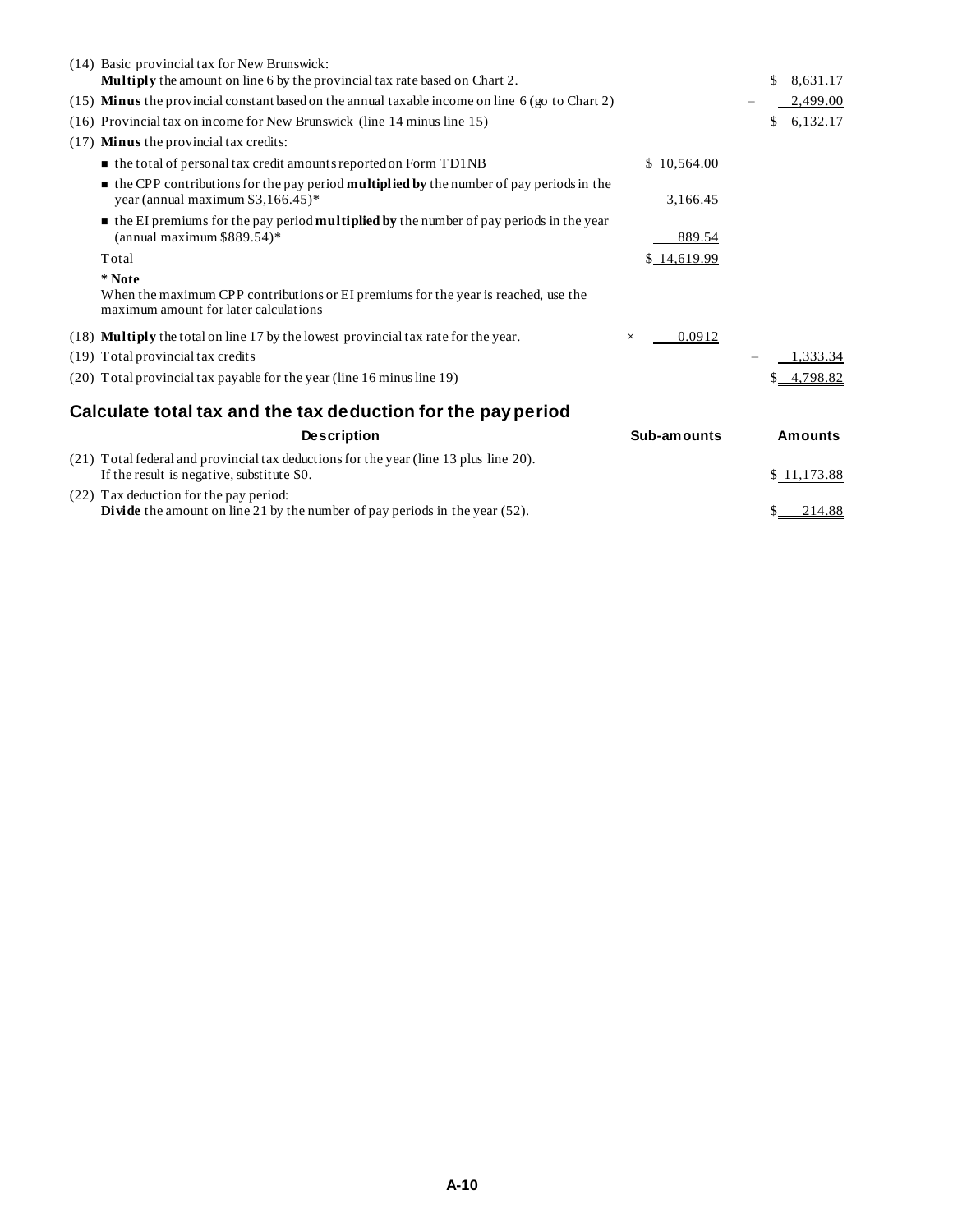| | | |
|---|---|---|
| (14) Basic provincial tax for New Brunswick: **Multiply** the amount on line 6 by the provincial tax rate based on Chart 2. | | $ 8,631.17 |
| (15) **Minus** the provincial constant based on the annual taxable income on line 6 (go to Chart 2) | | – 2,499.00 |
| (16) Provincial tax on income for New Brunswick (line 14 minus line 15) | | $ 6,132.17 |
| (17) **Minus** the provincial tax credits: | | |
| ■ the total of personal tax credit amounts reported on Form TD1NB | $ 10,564.00 | |
| ■ the CPP contributions for the pay period **multiplied by** the number of pay periods in the year (annual maximum $3,166.45)* | 3,166.45 | |
| ■ the EI premiums for the pay period **multiplied by** the number of pay periods in the year (annual maximum $889.54)* | 889.54 | |
| Total | $ 14,619.99 | |
| **\* Note** When the maximum CPP contributions or EI premiums for the year is reached, use the maximum amount for later calculations | | |
| (18) **Multiply** the total on line 17 by the lowest provincial tax rate for the year. | × 0.0912 | |
| (19) Total provincial tax credits | | – 1,333.34 |
| (20) Total provincial tax payable for the year (line 16 minus line 19) | | $ 4,798.82 |

## Calculate total tax and the tax deduction for the pay period

| Description | Sub-amounts | Amounts |
|---|---|---|
| (21) Total federal and provincial tax deductions for the year (line 13 plus line 20). If the result is negative, substitute $0. | | $ 11,173.88 |
| (22) Tax deduction for the pay period: **Divide** the amount on line 21 by the number of pay periods in the year (52). | | $ 214.88 |